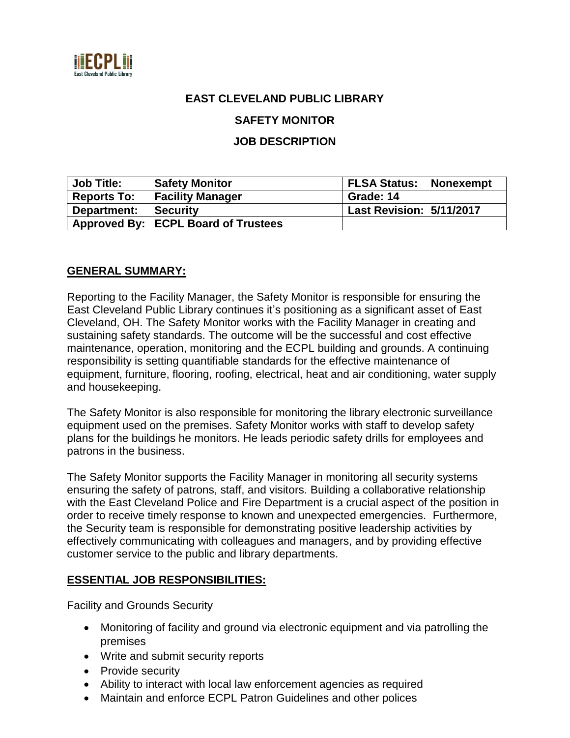**EAST CLEVELAND PUBLIC LIBRARY**

**SAFETY MONITOR**

**JOB DESCRIPTION**

| **Job Title:** | **Safety Monitor** | **FLSA Status: Nonexempt** |
|---|---|---|
| **Reports To:** | **Facility Manager** | **Grade: 14** |
| **Department:** | **Security** | **Last Revision: 5/11/2017** |
| **Approved By:** | **ECPL Board of Trustees** | |

## GENERAL SUMMARY:

Reporting to the Facility Manager, the Safety Monitor is responsible for ensuring the East Cleveland Public Library continues it's positioning as a significant asset of East Cleveland, OH. The Safety Monitor works with the Facility Manager in creating and sustaining safety standards. The outcome will be the successful and cost effective maintenance, operation, monitoring and the ECPL building and grounds. A continuing responsibility is setting quantifiable standards for the effective maintenance of equipment, furniture, flooring, roofing, electrical, heat and air conditioning, water supply and housekeeping.

The Safety Monitor is also responsible for monitoring the library electronic surveillance equipment used on the premises. Safety Monitor works with staff to develop safety plans for the buildings he monitors. He leads periodic safety drills for employees and patrons in the business.

The Safety Monitor supports the Facility Manager in monitoring all security systems ensuring the safety of patrons, staff, and visitors. Building a collaborative relationship with the East Cleveland Police and Fire Department is a crucial aspect of the position in order to receive timely response to known and unexpected emergencies. Furthermore, the Security team is responsible for demonstrating positive leadership activities by effectively communicating with colleagues and managers, and by providing effective customer service to the public and library departments.

## ESSENTIAL JOB RESPONSIBILITIES:

Facility and Grounds Security

- Monitoring of facility and ground via electronic equipment and via patrolling the premises
- Write and submit security reports
- Provide security
- Ability to interact with local law enforcement agencies as required
- Maintain and enforce ECPL Patron Guidelines and other polices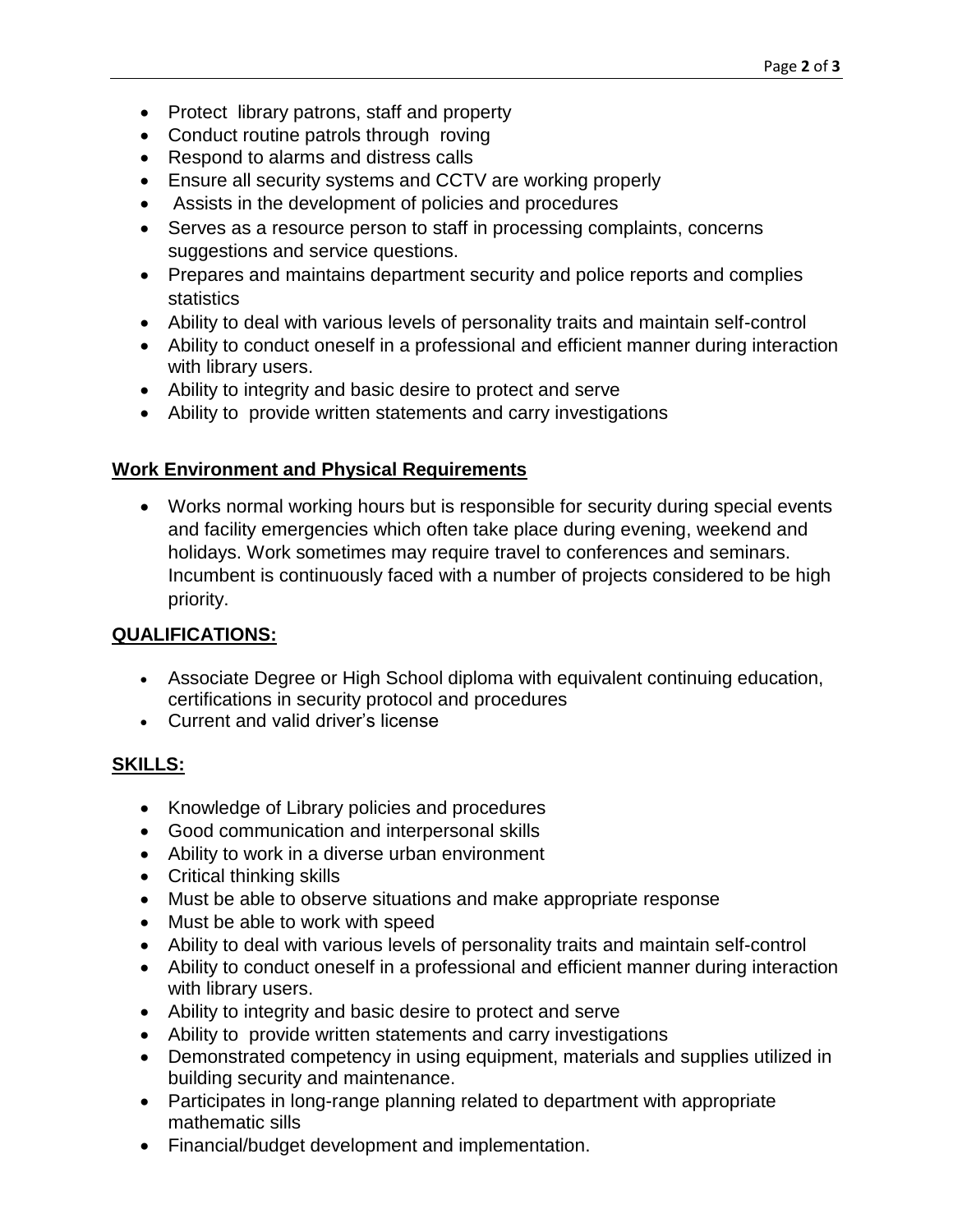- Protect library patrons, staff and property
- Conduct routine patrols through roving
- Respond to alarms and distress calls
- Ensure all security systems and CCTV are working properly
- Assists in the development of policies and procedures
- Serves as a resource person to staff in processing complaints, concerns suggestions and service questions.
- Prepares and maintains department security and police reports and complies statistics
- Ability to deal with various levels of personality traits and maintain self-control
- Ability to conduct oneself in a professional and efficient manner during interaction with library users.
- Ability to integrity and basic desire to protect and serve
- Ability to provide written statements and carry investigations

## Work Environment and Physical Requirements

- Works normal working hours but is responsible for security during special events and facility emergencies which often take place during evening, weekend and holidays. Work sometimes may require travel to conferences and seminars. Incumbent is continuously faced with a number of projects considered to be high priority.

## QUALIFICATIONS:

- Associate Degree or High School diploma with equivalent continuing education, certifications in security protocol and procedures
- Current and valid driver's license

## SKILLS:

- Knowledge of Library policies and procedures
- Good communication and interpersonal skills
- Ability to work in a diverse urban environment
- Critical thinking skills
- Must be able to observe situations and make appropriate response
- Must be able to work with speed
- Ability to deal with various levels of personality traits and maintain self-control
- Ability to conduct oneself in a professional and efficient manner during interaction with library users.
- Ability to integrity and basic desire to protect and serve
- Ability to provide written statements and carry investigations
- Demonstrated competency in using equipment, materials and supplies utilized in building security and maintenance.
- Participates in long-range planning related to department with appropriate mathematic sills
- Financial/budget development and implementation.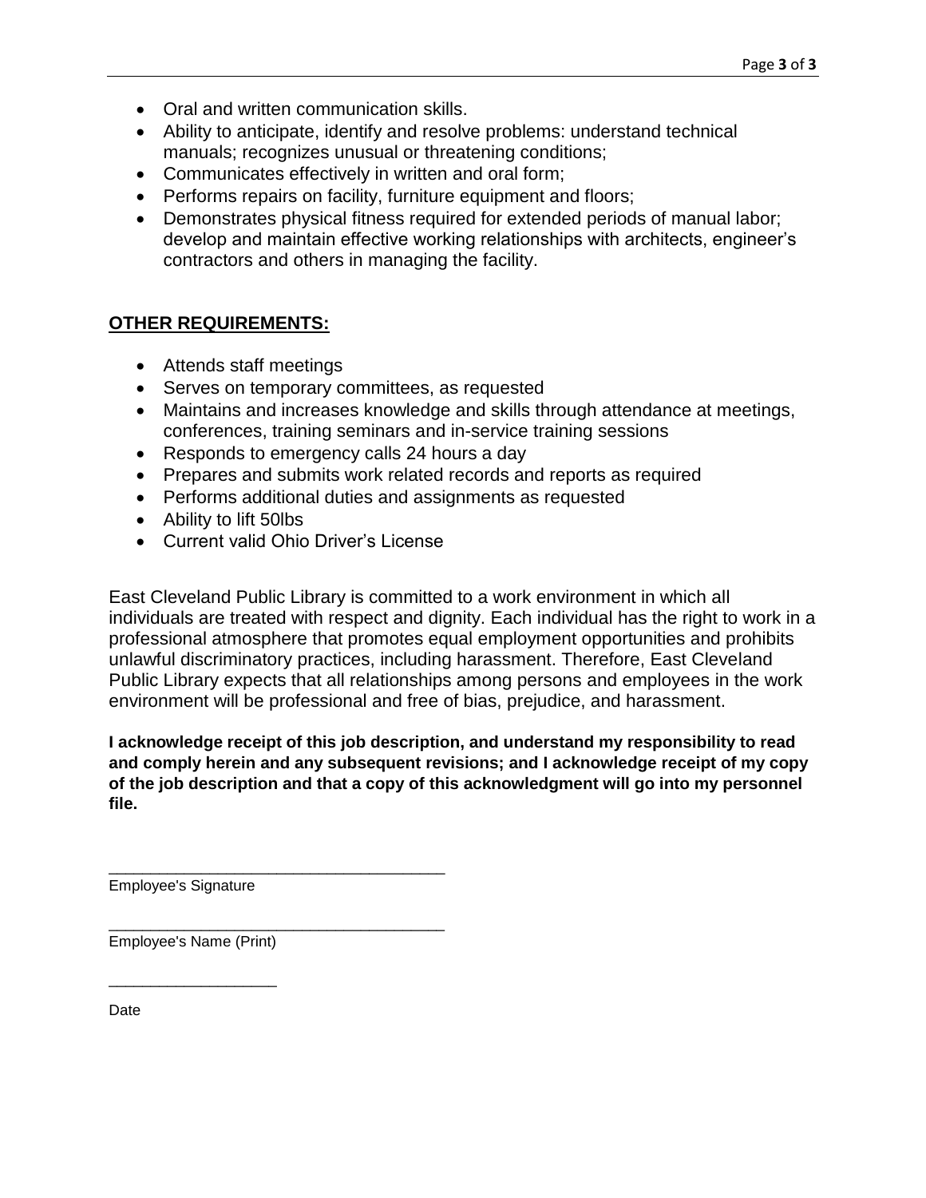- Oral and written communication skills.
- Ability to anticipate, identify and resolve problems: understand technical manuals; recognizes unusual or threatening conditions;
- Communicates effectively in written and oral form;
- Performs repairs on facility, furniture equipment and floors;
- Demonstrates physical fitness required for extended periods of manual labor; develop and maintain effective working relationships with architects, engineer's contractors and others in managing the facility.

## **OTHER REQUIREMENTS:**

- Attends staff meetings
- Serves on temporary committees, as requested
- Maintains and increases knowledge and skills through attendance at meetings, conferences, training seminars and in-service training sessions
- Responds to emergency calls 24 hours a day
- Prepares and submits work related records and reports as required
- Performs additional duties and assignments as requested
- Ability to lift 50lbs
- Current valid Ohio Driver's License

East Cleveland Public Library is committed to a work environment in which all individuals are treated with respect and dignity. Each individual has the right to work in a professional atmosphere that promotes equal employment opportunities and prohibits unlawful discriminatory practices, including harassment. Therefore, East Cleveland Public Library expects that all relationships among persons and employees in the work environment will be professional and free of bias, prejudice, and harassment.

**I acknowledge receipt of this job description, and understand my responsibility to read and comply herein and any subsequent revisions; and I acknowledge receipt of my copy of the job description and that a copy of this acknowledgment will go into my personnel file.**

______________________________________
Employee's Signature

______________________________________
Employee's Name (Print)

___________________
Date